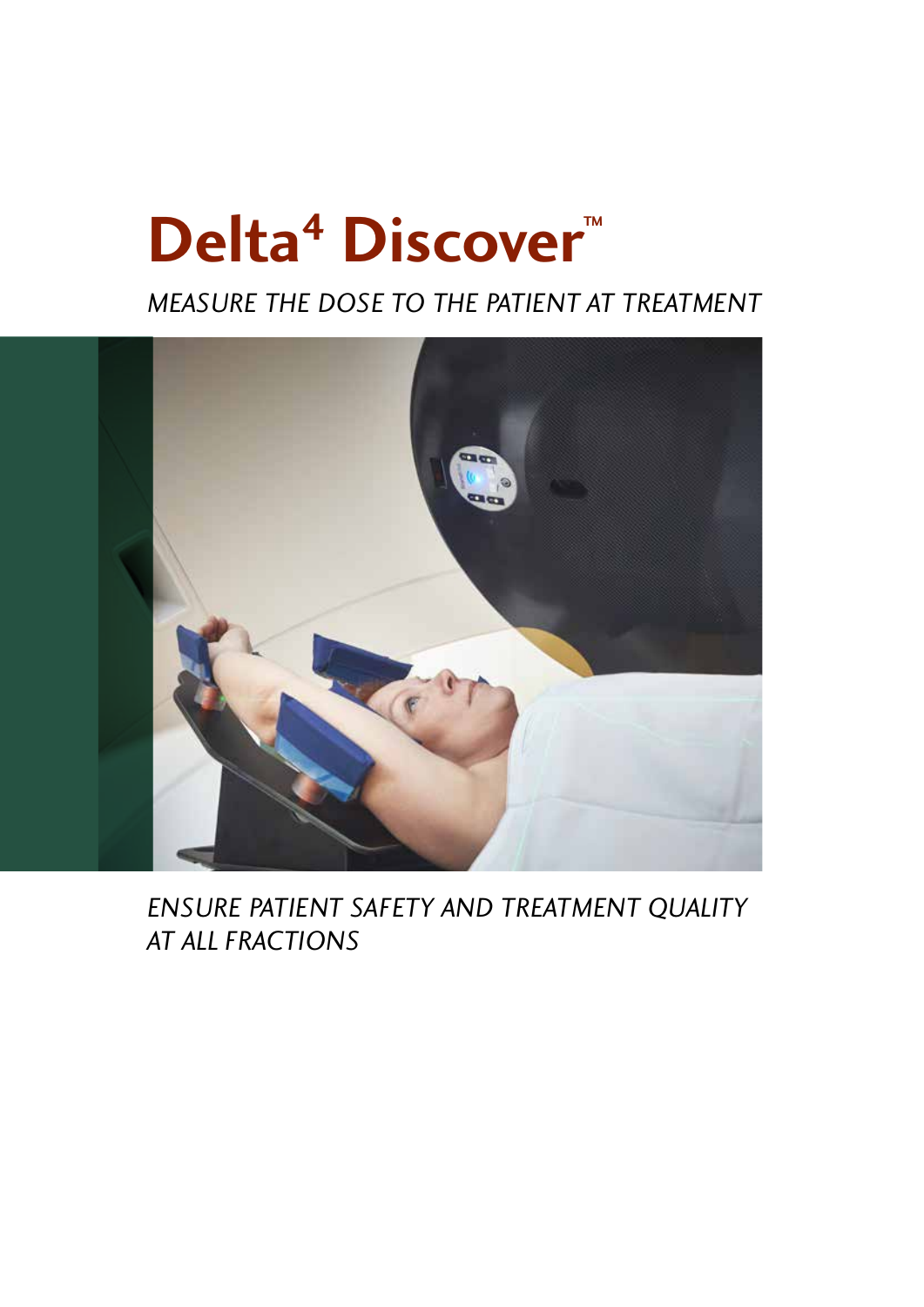# Delta[4] Discover™

*MEASURE THE DOSE TO THE PATIENT AT TREATMENT*

*ENSURE PATIENT SAFETY AND TREATMENT QUALITY AT ALL FRACTIONS*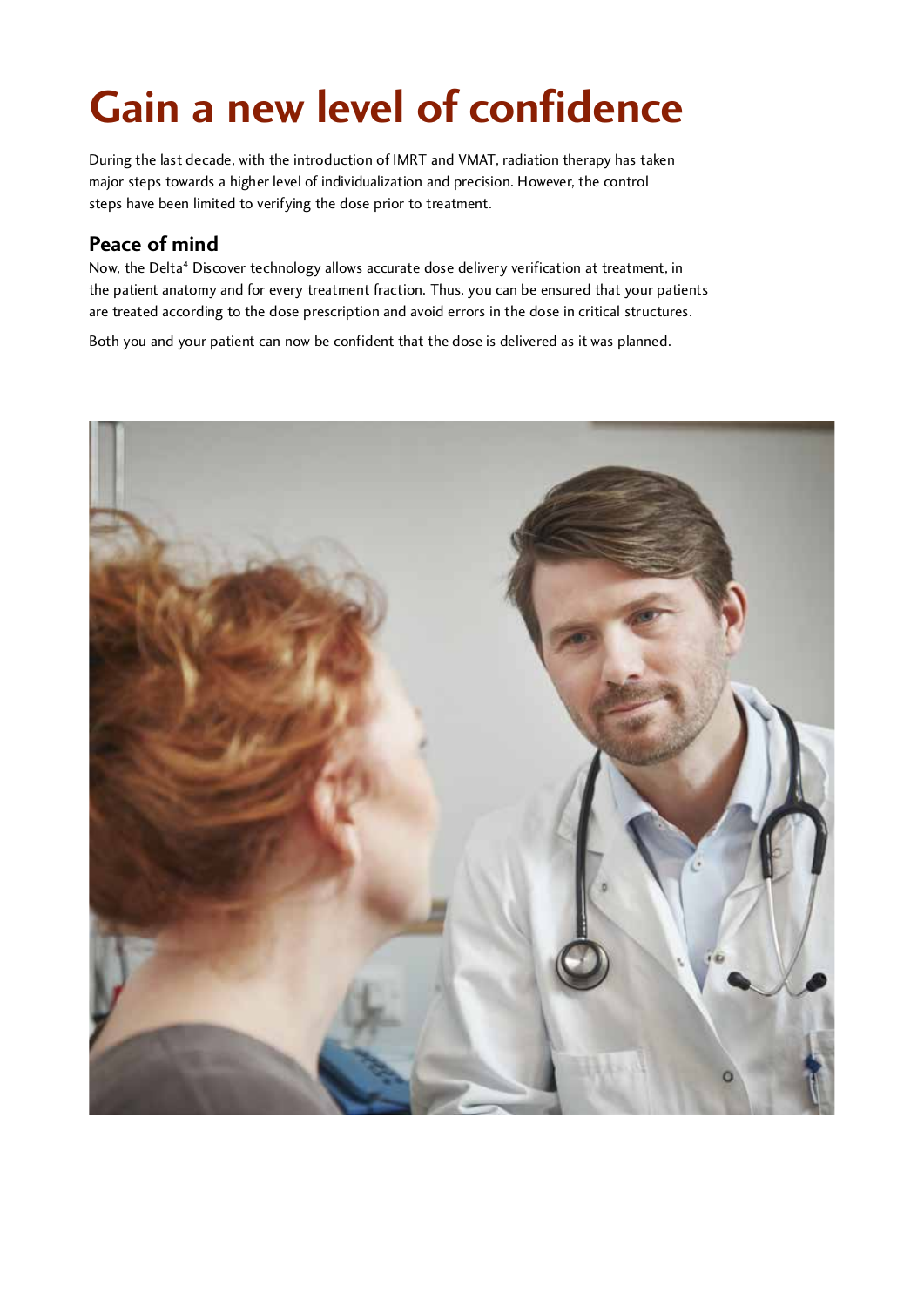# Gain a new level of confidence

During the last decade, with the introduction of IMRT and VMAT, radiation therapy has taken major steps towards a higher level of individualization and precision. However, the control steps have been limited to verifying the dose prior to treatment.

## Peace of mind

Now, the Delta[4] Discover technology allows accurate dose delivery verification at treatment, in the patient anatomy and for every treatment fraction. Thus, you can be ensured that your patients are treated according to the dose prescription and avoid errors in the dose in critical structures.

Both you and your patient can now be confident that the dose is delivered as it was planned.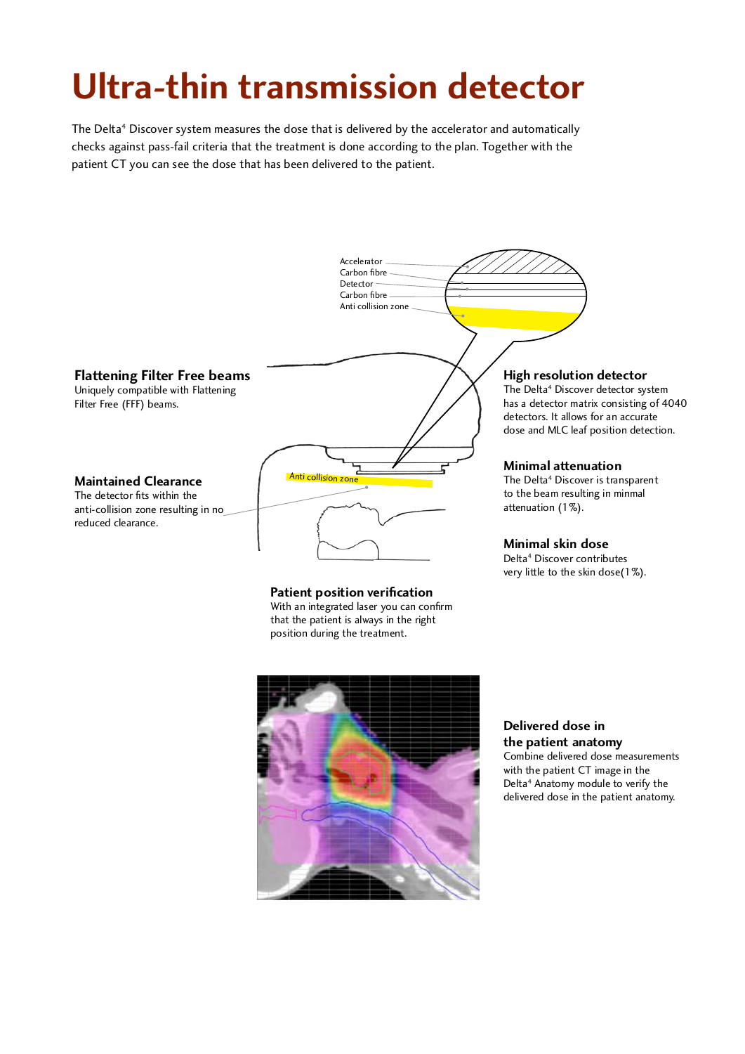# Ultra-thin transmission detector

The Delta[4] Discover system measures the dose that is delivered by the accelerator and automatically checks against pass-fail criteria that the treatment is done according to the plan. Together with the patient CT you can see the dose that has been delivered to the patient.

Accelerator
Carbon fibre
Detector
Carbon fibre
Anti collision zone

Anti collision zone

### Flattening Filter Free beams

Uniquely compatible with Flattening Filter Free (FFF) beams.

### Maintained Clearance

The detector fits within the anti-collision zone resulting in no reduced clearance.

### High resolution detector

The Delta[4] Discover detector system has a detector matrix consisting of 4040 detectors. It allows for an accurate dose and MLC leaf position detection.

### Minimal attenuation

The Delta[4] Discover is transparent to the beam resulting in minmal attenuation (1%).

### Minimal skin dose

Delta[4] Discover contributes very little to the skin dose(1%).

### Patient position verification

With an integrated laser you can confirm that the patient is always in the right position during the treatment.

### Delivered dose in the patient anatomy

Combine delivered dose measurements with the patient CT image in the Delta[4] Anatomy module to verify the delivered dose in the patient anatomy.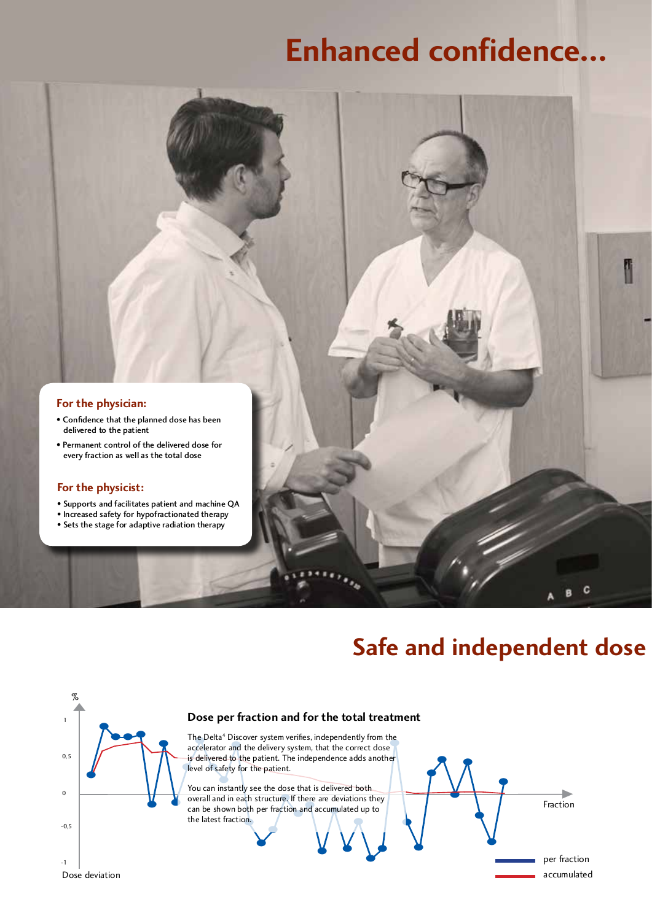# Enhanced confidence...

## For the physician:

- Confidence that the planned dose has been delivered to the patient
- Permanent control of the delivered dose for every fraction as well as the total dose

## For the physicist:

- Supports and facilitates patient and machine QA
- Increased safety for hypofractionated therapy
- Sets the stage for adaptive radiation therapy

# Safe and independent dose

### Dose per fraction and for the total treatment

The Delta[4] Discover system verifies, independently from the accelerator and the delivery system, that the correct dose is delivered to the patient. The independence adds another level of safety for the patient.

You can instantly see the dose that is delivered both overall and in each structure. If there are deviations they can be shown both per fraction and accumulated up to the latest fraction.

%

1

0,5

0

-0,5

-1

Dose deviation

Fraction

per fraction

accumulated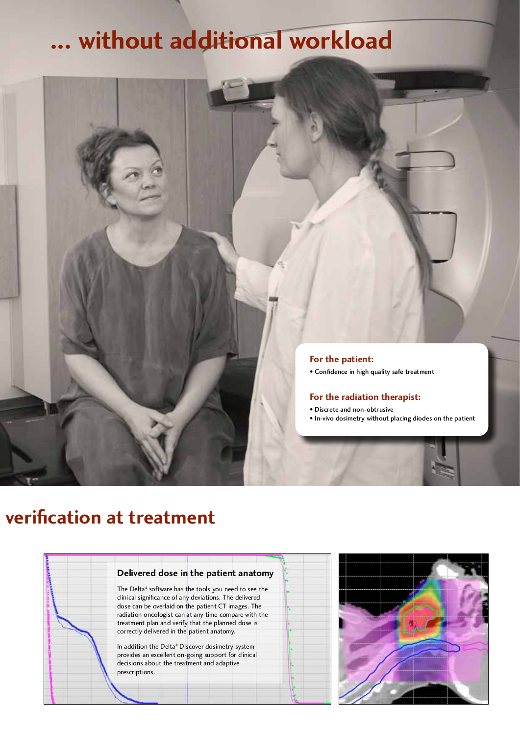# ... without additional workload

**For the patient:**

- Confidence in high quality safe treatment

**For the radiation therapist:**

- Discrete and non-obtrusive
- In-vivo dosimetry without placing diodes on the patient

# verification at treatment

### Delivered dose in the patient anatomy

The Delta[4] software has the tools you need to see the clinical significance of any deviations. The delivered dose can be overlaid on the patient CT images. The radiation oncologist can at any time compare with the treatment plan and verify that the planned dose is correctly delivered in the patient anatomy.

In addition the Delta[4] Discover dosimetry system provides an excellent on-going support for clinical decisions about the treatment and adaptive prescriptions.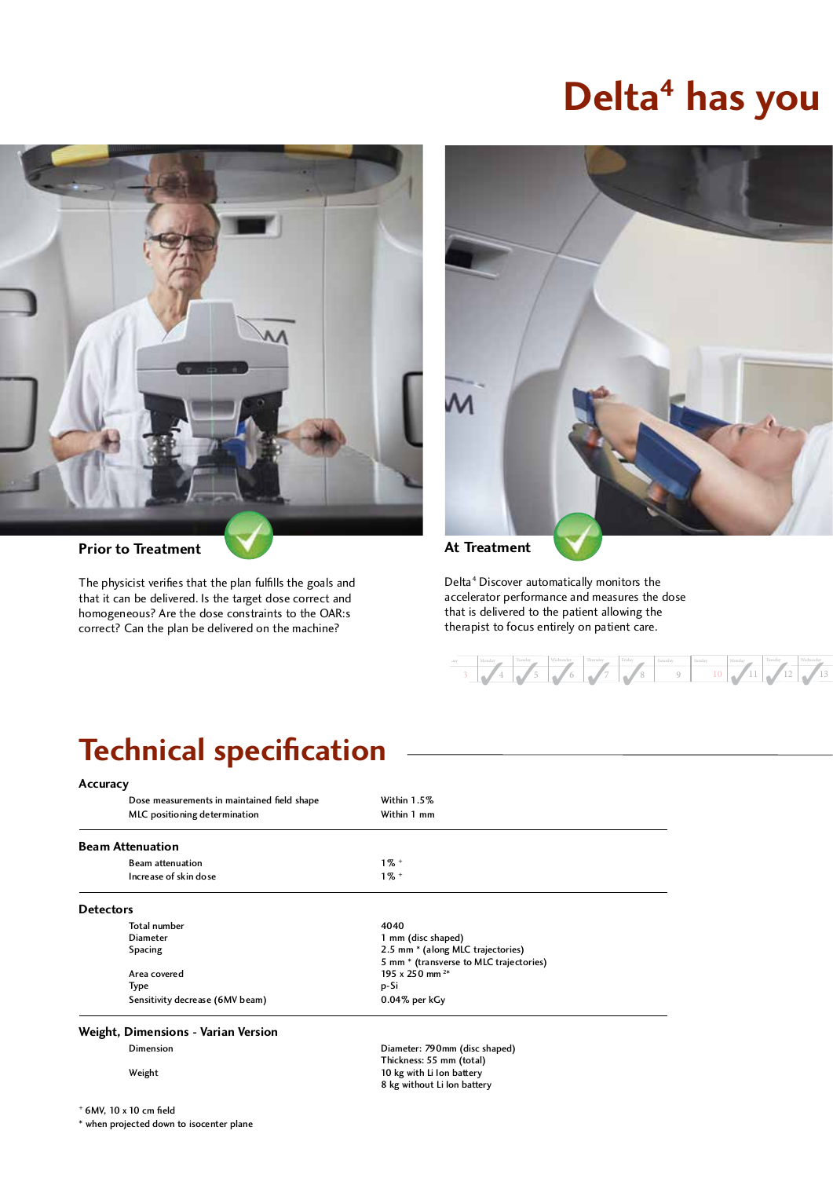# Delta[4] has you

## Prior to Treatment

The physicist verifies that the plan fulfills the goals and that it can be delivered. Is the target dose correct and homogeneous? Are the dose constraints to the OAR:s correct? Can the plan be delivered on the machine?

## At Treatment

Delta[4] Discover automatically monitors the accelerator performance and measures the dose that is delivered to the patient allowing the therapist to focus entirely on patient care.

# Technical specification

### Accuracy

| | |
|---|---|
| Dose measurements in maintained field shape | Within 1.5% |
| MLC positioning determination | Within 1 mm |

### Beam Attenuation

| | |
|---|---|
| Beam attenuation | 1% [+] |
| Increase of skin dose | 1% [+] |

### Detectors

| | |
|---|---|
| Total number | 4040 |
| Diameter | 1 mm (disc shaped) |
| Spacing | 2.5 mm * (along MLC trajectories)<br>5 mm * (transverse to MLC trajectories) |
| Area covered | 195 x 250 mm [2*] |
| Type | p-Si |
| Sensitivity decrease (6MV beam) | 0.04% per kGy |

### Weight, Dimensions - Varian Version

| | |
|---|---|
| Dimension | Diameter: 790mm (disc shaped)<br>Thickness: 55 mm (total) |
| Weight | 10 kg with Li Ion battery<br>8 kg without Li Ion battery |

[+] 6MV, 10 x 10 cm field
* when projected down to isocenter plane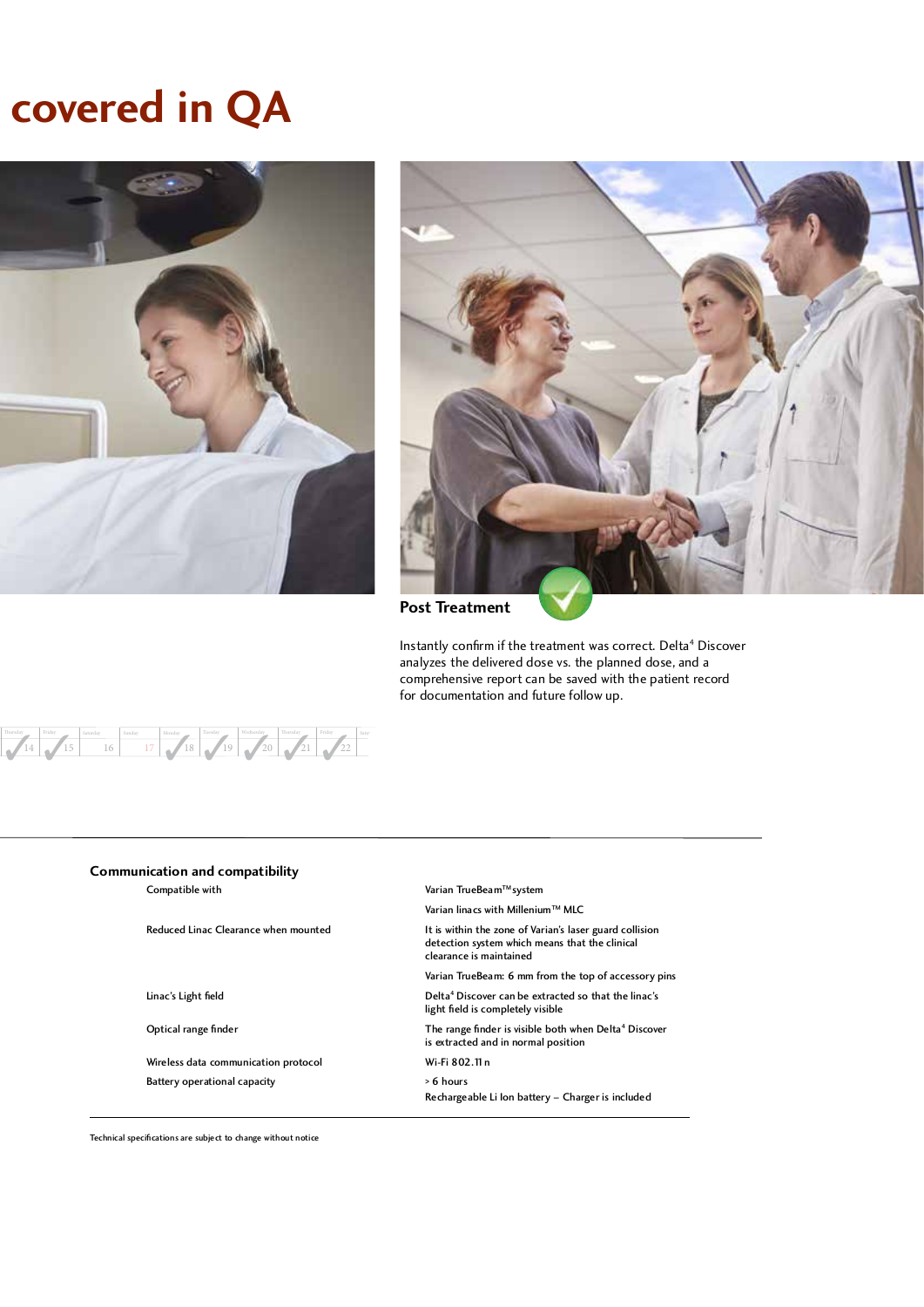# covered in QA

**Post Treatment**

Instantly confirm if the treatment was correct. Delta[4] Discover analyzes the delivered dose vs. the planned dose, and a comprehensive report can be saved with the patient record for documentation and future follow up.

### Communication and compatibility

| | |
|---|---|
| Compatible with | Varian TrueBeam™ system |
| | Varian linacs with Millenium™ MLC |
| Reduced Linac Clearance when mounted | It is within the zone of Varian's laser guard collision detection system which means that the clinical clearance is maintained |
| | Varian TrueBeam: 6 mm from the top of accessory pins |
| Linac's Light field | Delta[4] Discover can be extracted so that the linac's light field is completely visible |
| Optical range finder | The range finder is visible both when Delta[4] Discover is extracted and in normal position |
| Wireless data communication protocol | Wi-Fi 802.11 n |
| Battery operational capacity | > 6 hours<br>Rechargeable Li Ion battery – Charger is included |

Technical specifications are subject to change without notice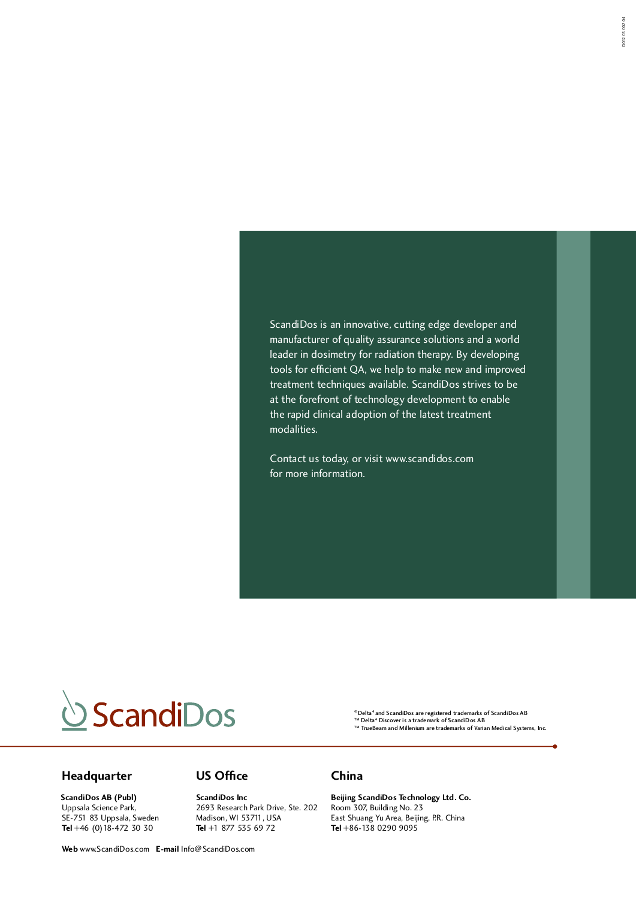ScandiDos is an innovative, cutting edge developer and manufacturer of quality assurance solutions and a world leader in dosimetry for radiation therapy. By developing tools for efficient QA, we help to make new and improved treatment techniques available. ScandiDos strives to be at the forefront of technology development to enable the rapid clinical adoption of the latest treatment modalities.

Contact us today, or visit www.scandidos.com for more information.

ScandiDos

® Delta[4] and ScandiDos are registered trademarks of ScandiDos AB
™ Delta[4] Discover is a trademark of ScandiDos AB
™ TrueBeam and Millenium are trademarks of Varian Medical Systems, Inc.

## Headquarter

**ScandiDos AB (Publ)**
Uppsala Science Park,
SE-751 83 Uppsala, Sweden
**Tel** +46 (0) 18-472 30 30

## US Office

**ScandiDos Inc**
2693 Research Park Drive, Ste. 202
Madison, WI 53711, USA
**Tel** +1 877 535 69 72

## China

**Beijing ScandiDos Technology Ltd. Co.**
Room 307, Building No. 23
East Shuang Yu Area, Beijing, P.R. China
**Tel** +86-138 0290 9095

**Web** www.ScandiDos.com **E-mail** Info@ScandiDos.com